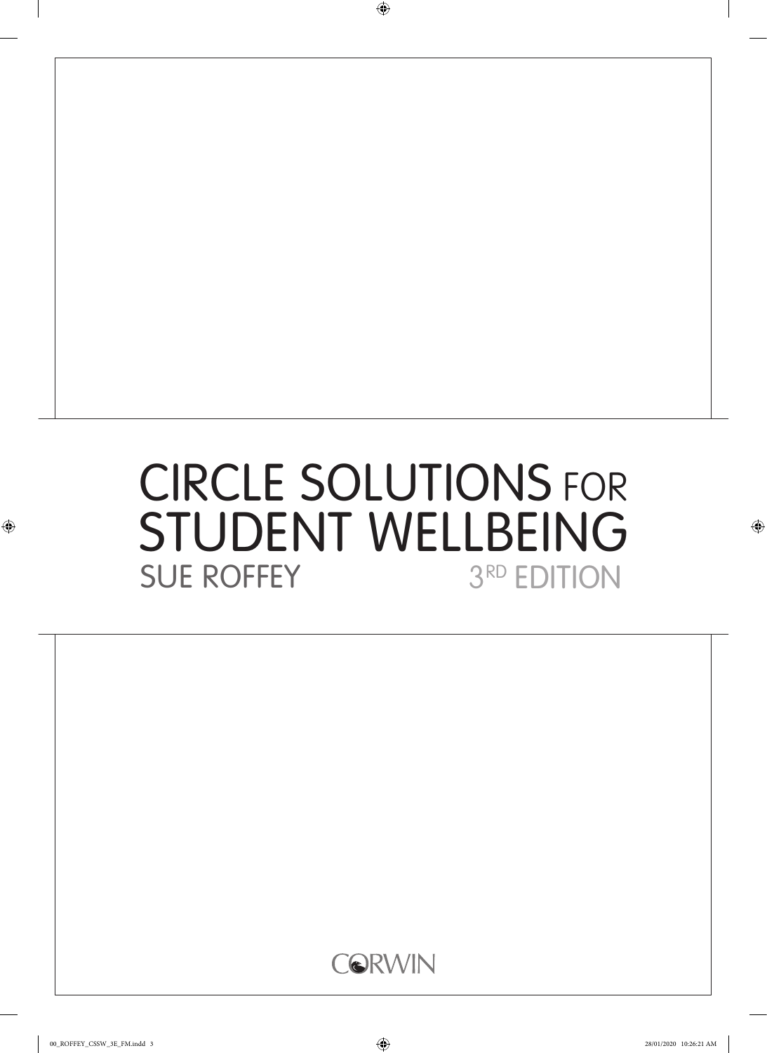# CIRCLE SOLUTIONS FOR STUDENT WELLBEING

SUE ROFFEY

3RD EDITION

CORWIN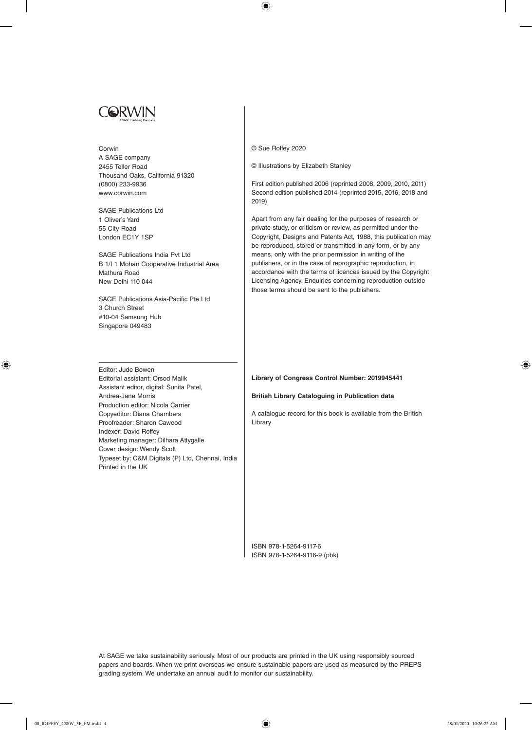CORWIN
A SAGE Publishing Company

Corwin
A SAGE company
2455 Teller Road
Thousand Oaks, California 91320
(0800) 233-9936
www.corwin.com

SAGE Publications Ltd
1 Oliver's Yard
55 City Road
London EC1Y 1SP

SAGE Publications India Pvt Ltd
B 1/I 1 Mohan Cooperative Industrial Area
Mathura Road
New Delhi 110 044

SAGE Publications Asia-Pacific Pte Ltd
3 Church Street
#10-04 Samsung Hub
Singapore 049483

---

Editor: Jude Bowen
Editorial assistant: Orsod Malik
Assistant editor, digital: Sunita Patel, Andrea-Jane Morris
Production editor: Nicola Carrier
Copyeditor: Diana Chambers
Proofreader: Sharon Cawood
Indexer: David Roffey
Marketing manager: Dilhara Attygalle
Cover design: Wendy Scott
Typeset by: C&M Digitals (P) Ltd, Chennai, India
Printed in the UK

© Sue Roffey 2020

© Illustrations by Elizabeth Stanley

First edition published 2006 (reprinted 2008, 2009, 2010, 2011)
Second edition published 2014 (reprinted 2015, 2016, 2018 and 2019)

Apart from any fair dealing for the purposes of research or private study, or criticism or review, as permitted under the Copyright, Designs and Patents Act, 1988, this publication may be reproduced, stored or transmitted in any form, or by any means, only with the prior permission in writing of the publishers, or in the case of reprographic reproduction, in accordance with the terms of licences issued by the Copyright Licensing Agency. Enquiries concerning reproduction outside those terms should be sent to the publishers.

**Library of Congress Control Number: 2019945441**

**British Library Cataloguing in Publication data**

A catalogue record for this book is available from the British Library

ISBN 978-1-5264-9117-6
ISBN 978-1-5264-9116-9 (pbk)

At SAGE we take sustainability seriously. Most of our products are printed in the UK using responsibly sourced papers and boards. When we print overseas we ensure sustainable papers are used as measured by the PREPS grading system. We undertake an annual audit to monitor our sustainability.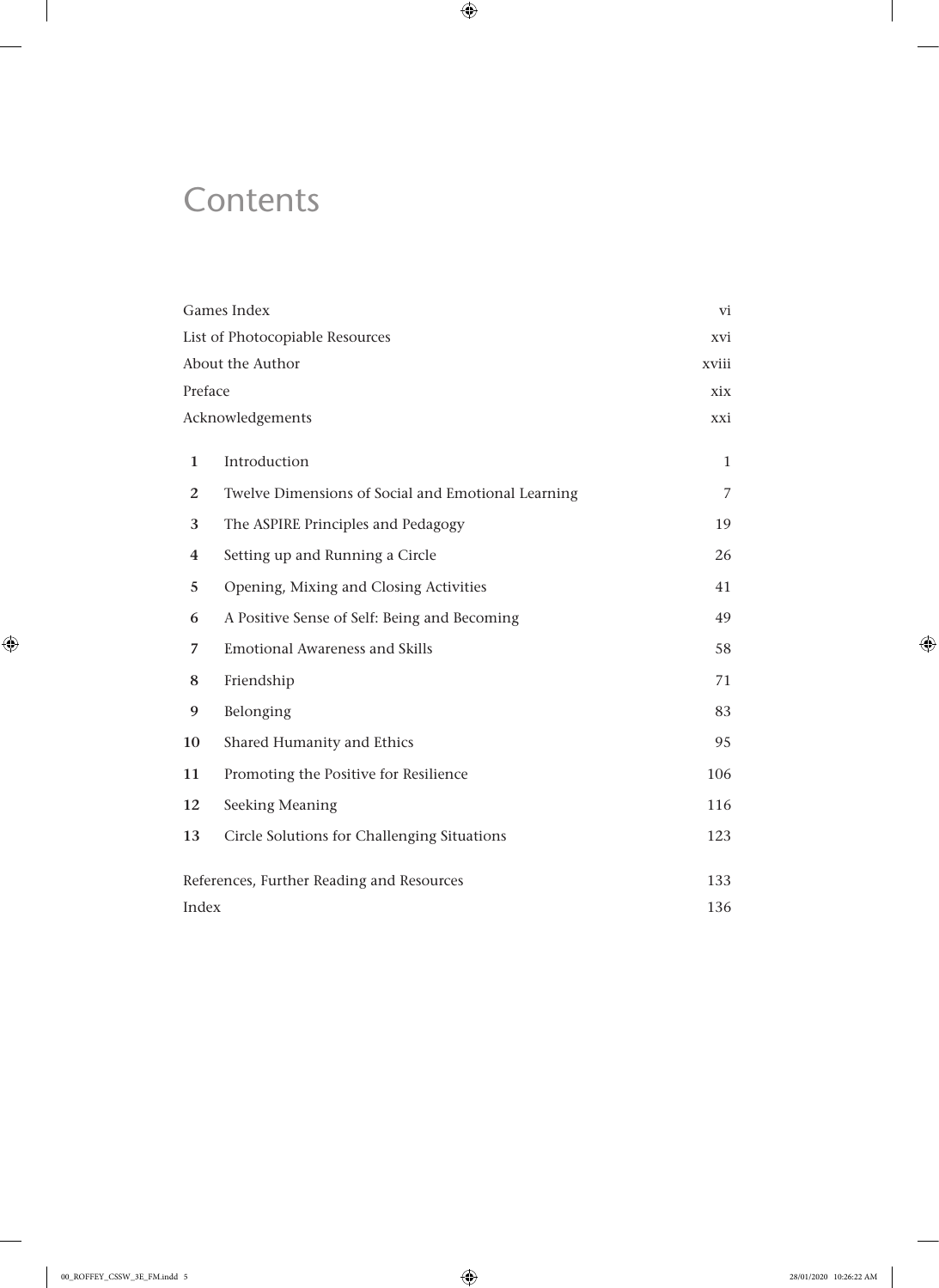# Contents

| | | |
|---|---|---|
| Games Index | | vi |
| List of Photocopiable Resources | | xvi |
| About the Author | | xviii |
| Preface | | xix |
| Acknowledgements | | xxi |
| **1** | Introduction | 1 |
| **2** | Twelve Dimensions of Social and Emotional Learning | 7 |
| **3** | The ASPIRE Principles and Pedagogy | 19 |
| **4** | Setting up and Running a Circle | 26 |
| **5** | Opening, Mixing and Closing Activities | 41 |
| **6** | A Positive Sense of Self: Being and Becoming | 49 |
| **7** | Emotional Awareness and Skills | 58 |
| **8** | Friendship | 71 |
| **9** | Belonging | 83 |
| **10** | Shared Humanity and Ethics | 95 |
| **11** | Promoting the Positive for Resilience | 106 |
| **12** | Seeking Meaning | 116 |
| **13** | Circle Solutions for Challenging Situations | 123 |
| References, Further Reading and Resources | | 133 |
| Index | | 136 |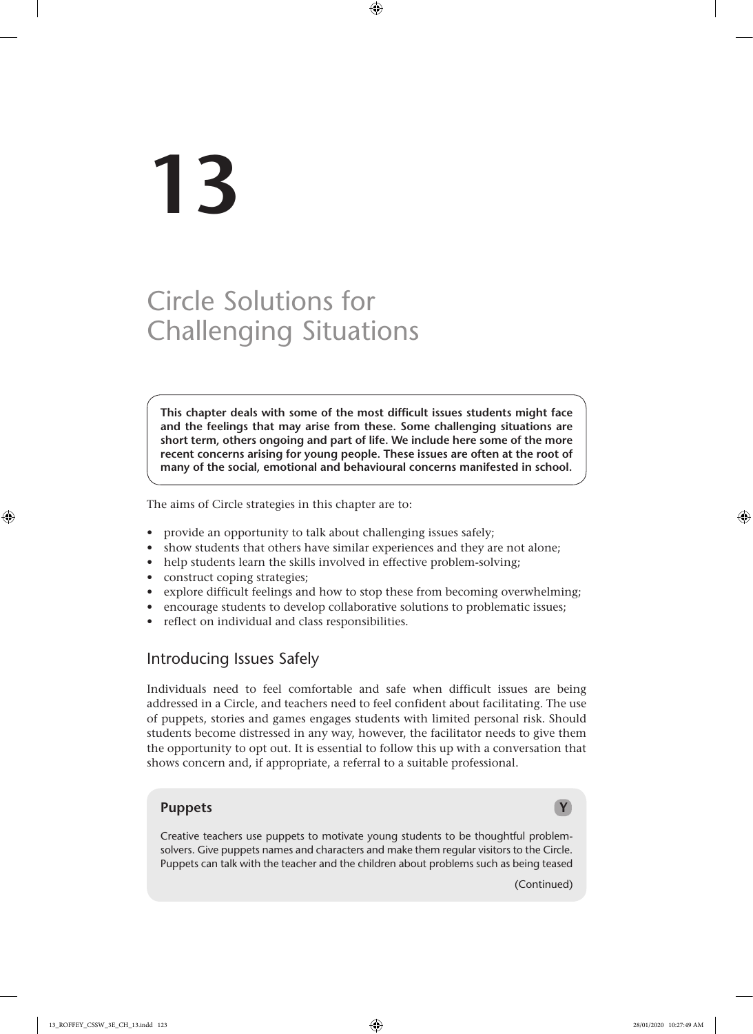# 13

# Circle Solutions for Challenging Situations

**This chapter deals with some of the most difficult issues students might face and the feelings that may arise from these. Some challenging situations are short term, others ongoing and part of life. We include here some of the more recent concerns arising for young people. These issues are often at the root of many of the social, emotional and behavioural concerns manifested in school.**

The aims of Circle strategies in this chapter are to:

- provide an opportunity to talk about challenging issues safely;
- show students that others have similar experiences and they are not alone;
- help students learn the skills involved in effective problem-solving;
- construct coping strategies;
- explore difficult feelings and how to stop these from becoming overwhelming;
- encourage students to develop collaborative solutions to problematic issues;
- reflect on individual and class responsibilities.

## Introducing Issues Safely

Individuals need to feel comfortable and safe when difficult issues are being addressed in a Circle, and teachers need to feel confident about facilitating. The use of puppets, stories and games engages students with limited personal risk. Should students become distressed in any way, however, the facilitator needs to give them the opportunity to opt out. It is essential to follow this up with a conversation that shows concern and, if appropriate, a referral to a suitable professional.

### Puppets **Y**

Creative teachers use puppets to motivate young students to be thoughtful problem-solvers. Give puppets names and characters and make them regular visitors to the Circle. Puppets can talk with the teacher and the children about problems such as being teased

(Continued)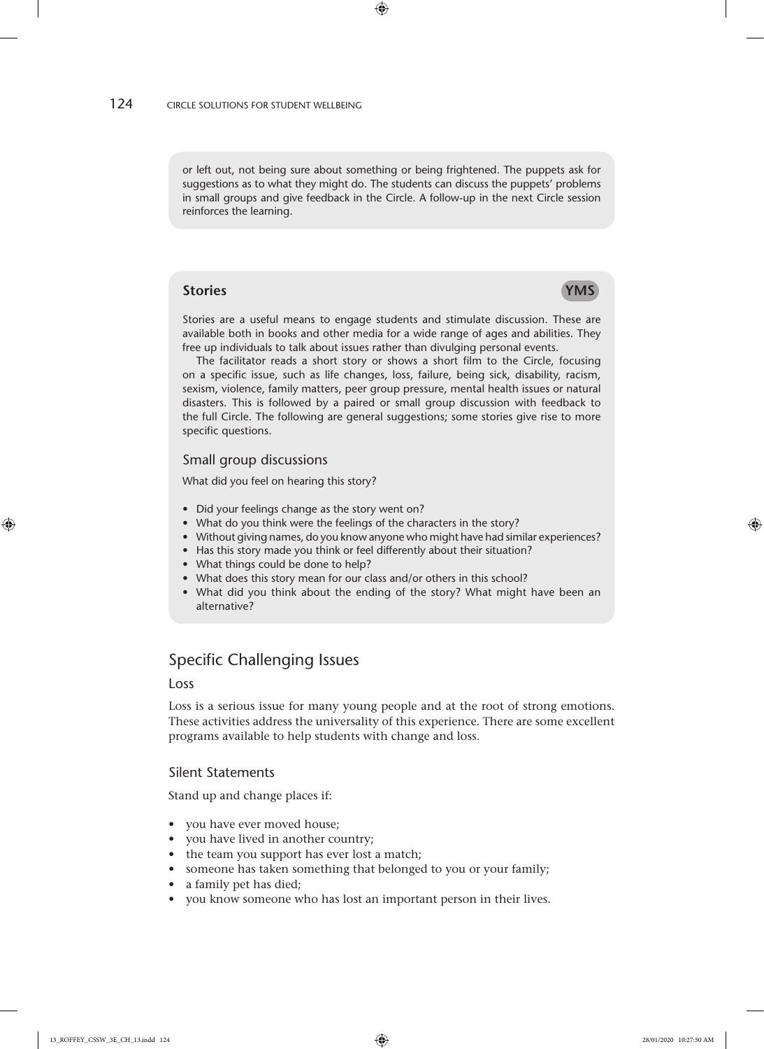or left out, not being sure about something or being frightened. The puppets ask for suggestions as to what they might do. The students can discuss the puppets' problems in small groups and give feedback in the Circle. A follow-up in the next Circle session reinforces the learning.

### Stories

**YMS**

Stories are a useful means to engage students and stimulate discussion. These are available both in books and other media for a wide range of ages and abilities. They free up individuals to talk about issues rather than divulging personal events.

The facilitator reads a short story or shows a short film to the Circle, focusing on a specific issue, such as life changes, loss, failure, being sick, disability, racism, sexism, violence, family matters, peer group pressure, mental health issues or natural disasters. This is followed by a paired or small group discussion with feedback to the full Circle. The following are general suggestions; some stories give rise to more specific questions.

#### Small group discussions

What did you feel on hearing this story?

- Did your feelings change as the story went on?
- What do you think were the feelings of the characters in the story?
- Without giving names, do you know anyone who might have had similar experiences?
- Has this story made you think or feel differently about their situation?
- What things could be done to help?
- What does this story mean for our class and/or others in this school?
- What did you think about the ending of the story? What might have been an alternative?

## Specific Challenging Issues

### Loss

Loss is a serious issue for many young people and at the root of strong emotions. These activities address the universality of this experience. There are some excellent programs available to help students with change and loss.

#### Silent Statements

Stand up and change places if:

- you have ever moved house;
- you have lived in another country;
- the team you support has ever lost a match;
- someone has taken something that belonged to you or your family;
- a family pet has died;
- you know someone who has lost an important person in their lives.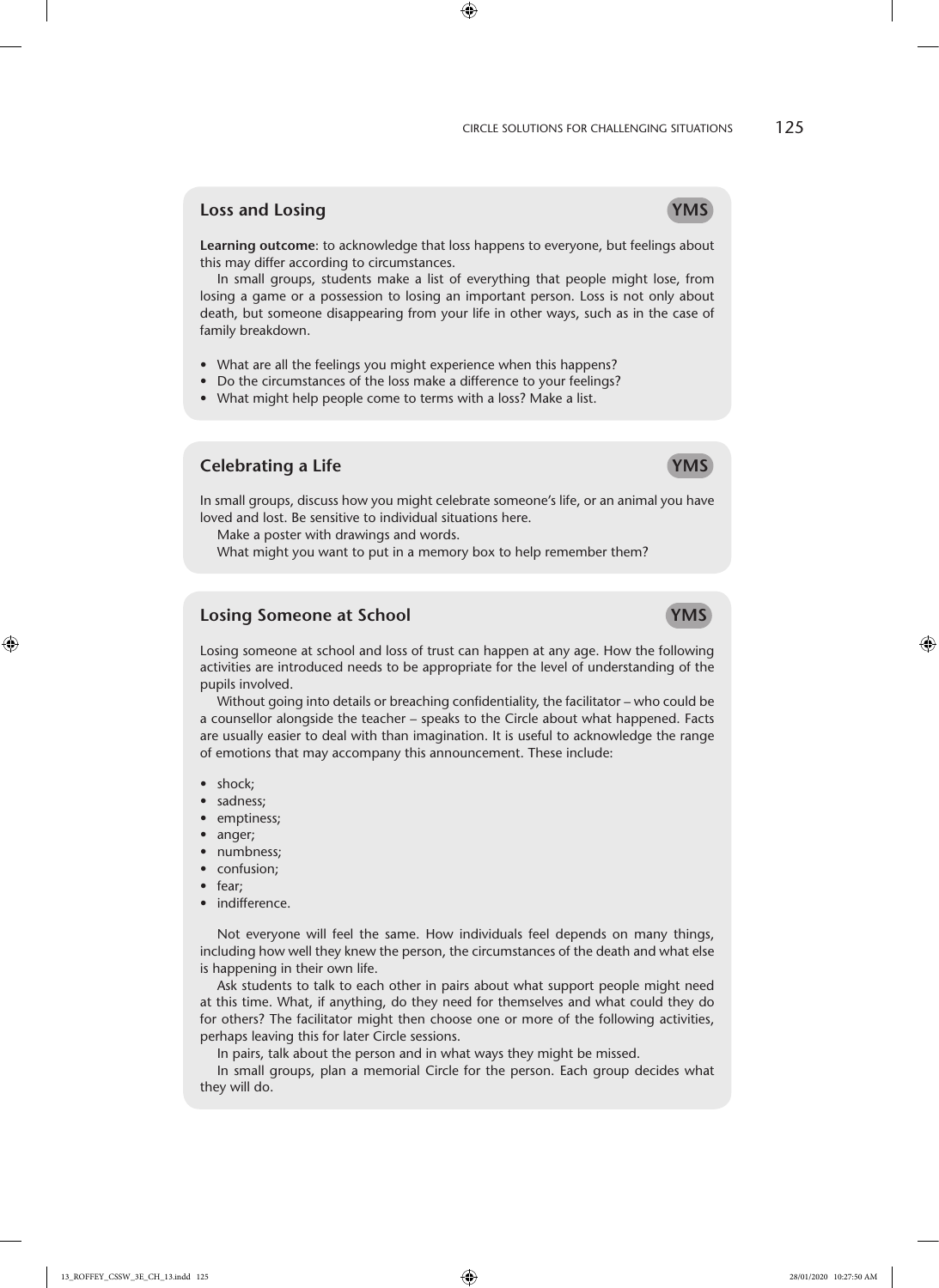## Loss and Losing

YMS

**Learning outcome**: to acknowledge that loss happens to everyone, but feelings about this may differ according to circumstances.

In small groups, students make a list of everything that people might lose, from losing a game or a possession to losing an important person. Loss is not only about death, but someone disappearing from your life in other ways, such as in the case of family breakdown.

- What are all the feelings you might experience when this happens?
- Do the circumstances of the loss make a difference to your feelings?
- What might help people come to terms with a loss? Make a list.

## Celebrating a Life

YMS

In small groups, discuss how you might celebrate someone's life, or an animal you have loved and lost. Be sensitive to individual situations here.

Make a poster with drawings and words.

What might you want to put in a memory box to help remember them?

## Losing Someone at School

YMS

Losing someone at school and loss of trust can happen at any age. How the following activities are introduced needs to be appropriate for the level of understanding of the pupils involved.

Without going into details or breaching confidentiality, the facilitator – who could be a counsellor alongside the teacher – speaks to the Circle about what happened. Facts are usually easier to deal with than imagination. It is useful to acknowledge the range of emotions that may accompany this announcement. These include:

- shock;
- sadness;
- emptiness;
- anger;
- numbness;
- confusion;
- fear;
- indifference.

Not everyone will feel the same. How individuals feel depends on many things, including how well they knew the person, the circumstances of the death and what else is happening in their own life.

Ask students to talk to each other in pairs about what support people might need at this time. What, if anything, do they need for themselves and what could they do for others? The facilitator might then choose one or more of the following activities, perhaps leaving this for later Circle sessions.

In pairs, talk about the person and in what ways they might be missed.

In small groups, plan a memorial Circle for the person. Each group decides what they will do.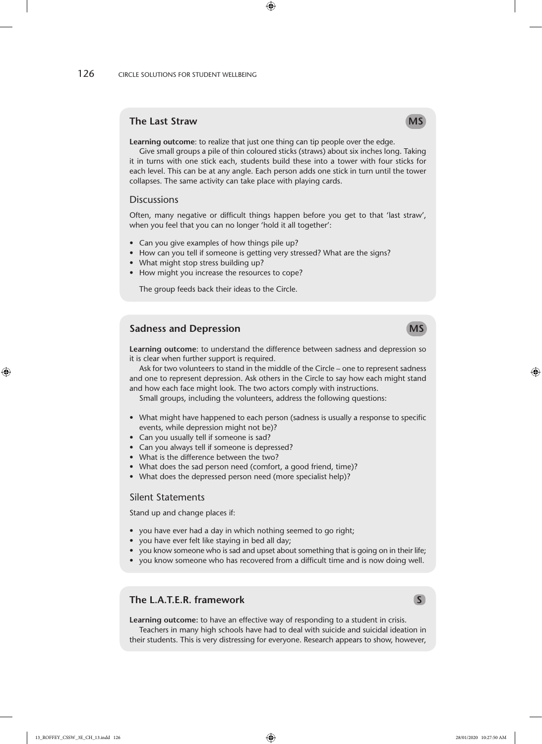## The Last Straw

**MS**

**Learning outcome**: to realize that just one thing can tip people over the edge.

Give small groups a pile of thin coloured sticks (straws) about six inches long. Taking it in turns with one stick each, students build these into a tower with four sticks for each level. This can be at any angle. Each person adds one stick in turn until the tower collapses. The same activity can take place with playing cards.

### Discussions

Often, many negative or difficult things happen before you get to that 'last straw', when you feel that you can no longer 'hold it all together':

- Can you give examples of how things pile up?
- How can you tell if someone is getting very stressed? What are the signs?
- What might stop stress building up?
- How might you increase the resources to cope?

The group feeds back their ideas to the Circle.

## Sadness and Depression

**MS**

**Learning outcome**: to understand the difference between sadness and depression so it is clear when further support is required.

Ask for two volunteers to stand in the middle of the Circle – one to represent sadness and one to represent depression. Ask others in the Circle to say how each might stand and how each face might look. The two actors comply with instructions.

Small groups, including the volunteers, address the following questions:

- What might have happened to each person (sadness is usually a response to specific events, while depression might not be)?
- Can you usually tell if someone is sad?
- Can you always tell if someone is depressed?
- What is the difference between the two?
- What does the sad person need (comfort, a good friend, time)?
- What does the depressed person need (more specialist help)?

### Silent Statements

Stand up and change places if:

- you have ever had a day in which nothing seemed to go right;
- you have ever felt like staying in bed all day;
- you know someone who is sad and upset about something that is going on in their life;
- you know someone who has recovered from a difficult time and is now doing well.

## The L.A.T.E.R. framework

**S**

**Learning outcome:** to have an effective way of responding to a student in crisis.

Teachers in many high schools have had to deal with suicide and suicidal ideation in their students. This is very distressing for everyone. Research appears to show, however,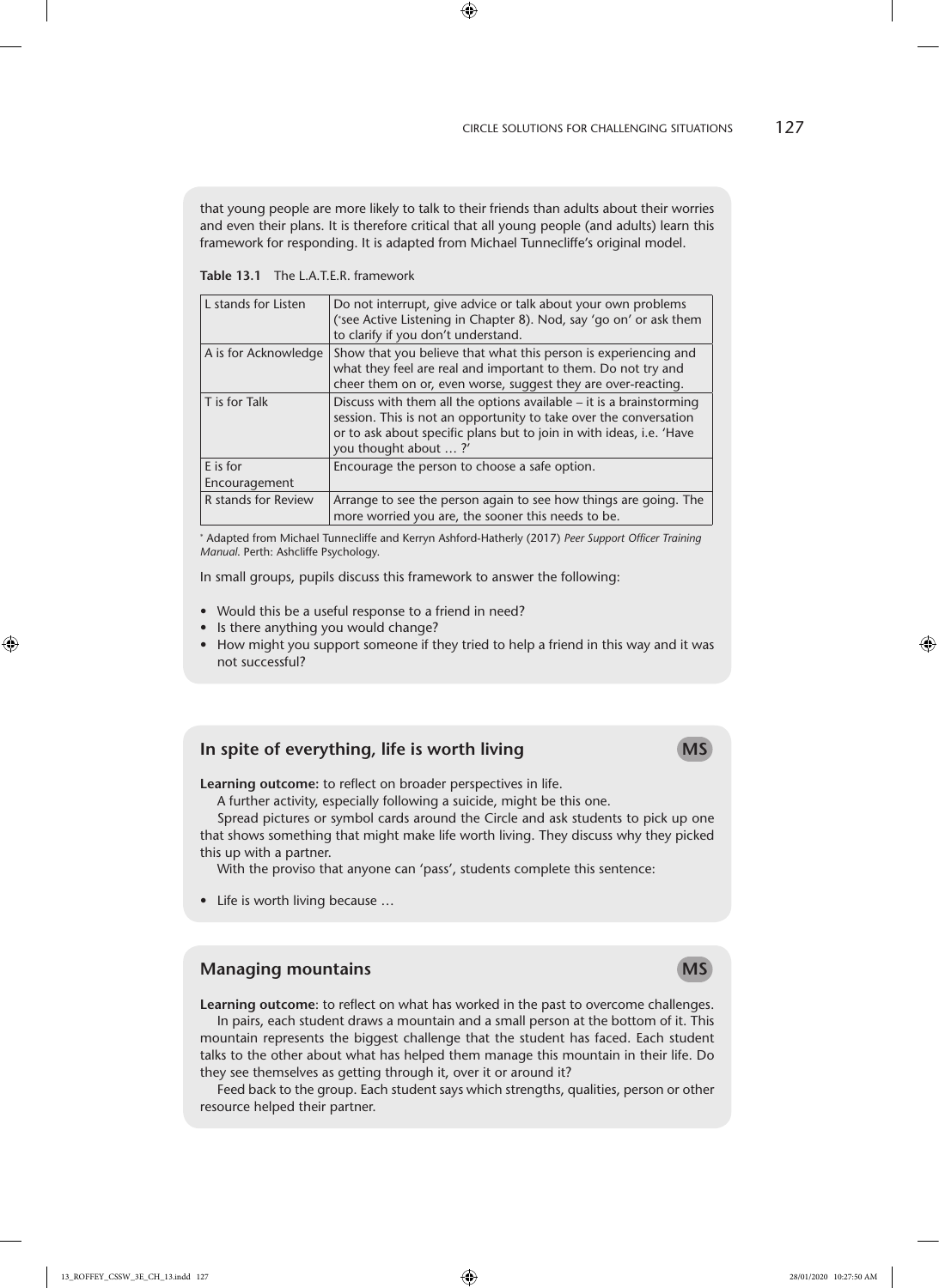that young people are more likely to talk to their friends than adults about their worries and even their plans. It is therefore critical that all young people (and adults) learn this framework for responding. It is adapted from Michael Tunnecliffe's original model.

**Table 13.1** The L.A.T.E.R. framework

| | |
|---|---|
| L stands for Listen | Do not interrupt, give advice or talk about your own problems (*see Active Listening in Chapter 8). Nod, say 'go on' or ask them to clarify if you don't understand. |
| A is for Acknowledge | Show that you believe that what this person is experiencing and what they feel are real and important to them. Do not try and cheer them on or, even worse, suggest they are over-reacting. |
| T is for Talk | Discuss with them all the options available – it is a brainstorming session. This is not an opportunity to take over the conversation or to ask about specific plans but to join in with ideas, i.e. 'Have you thought about … ?' |
| E is for Encouragement | Encourage the person to choose a safe option. |
| R stands for Review | Arrange to see the person again to see how things are going. The more worried you are, the sooner this needs to be. |

* Adapted from Michael Tunnecliffe and Kerryn Ashford-Hatherly (2017) *Peer Support Officer Training Manual*. Perth: Ashcliffe Psychology.

In small groups, pupils discuss this framework to answer the following:

- Would this be a useful response to a friend in need?
- Is there anything you would change?
- How might you support someone if they tried to help a friend in this way and it was not successful?

## In spite of everything, life is worth living

MS

**Learning outcome:** to reflect on broader perspectives in life.

A further activity, especially following a suicide, might be this one.

Spread pictures or symbol cards around the Circle and ask students to pick up one that shows something that might make life worth living. They discuss why they picked this up with a partner.

With the proviso that anyone can 'pass', students complete this sentence:

- Life is worth living because …

## Managing mountains

MS

**Learning outcome**: to reflect on what has worked in the past to overcome challenges.

In pairs, each student draws a mountain and a small person at the bottom of it. This mountain represents the biggest challenge that the student has faced. Each student talks to the other about what has helped them manage this mountain in their life. Do they see themselves as getting through it, over it or around it?

Feed back to the group. Each student says which strengths, qualities, person or other resource helped their partner.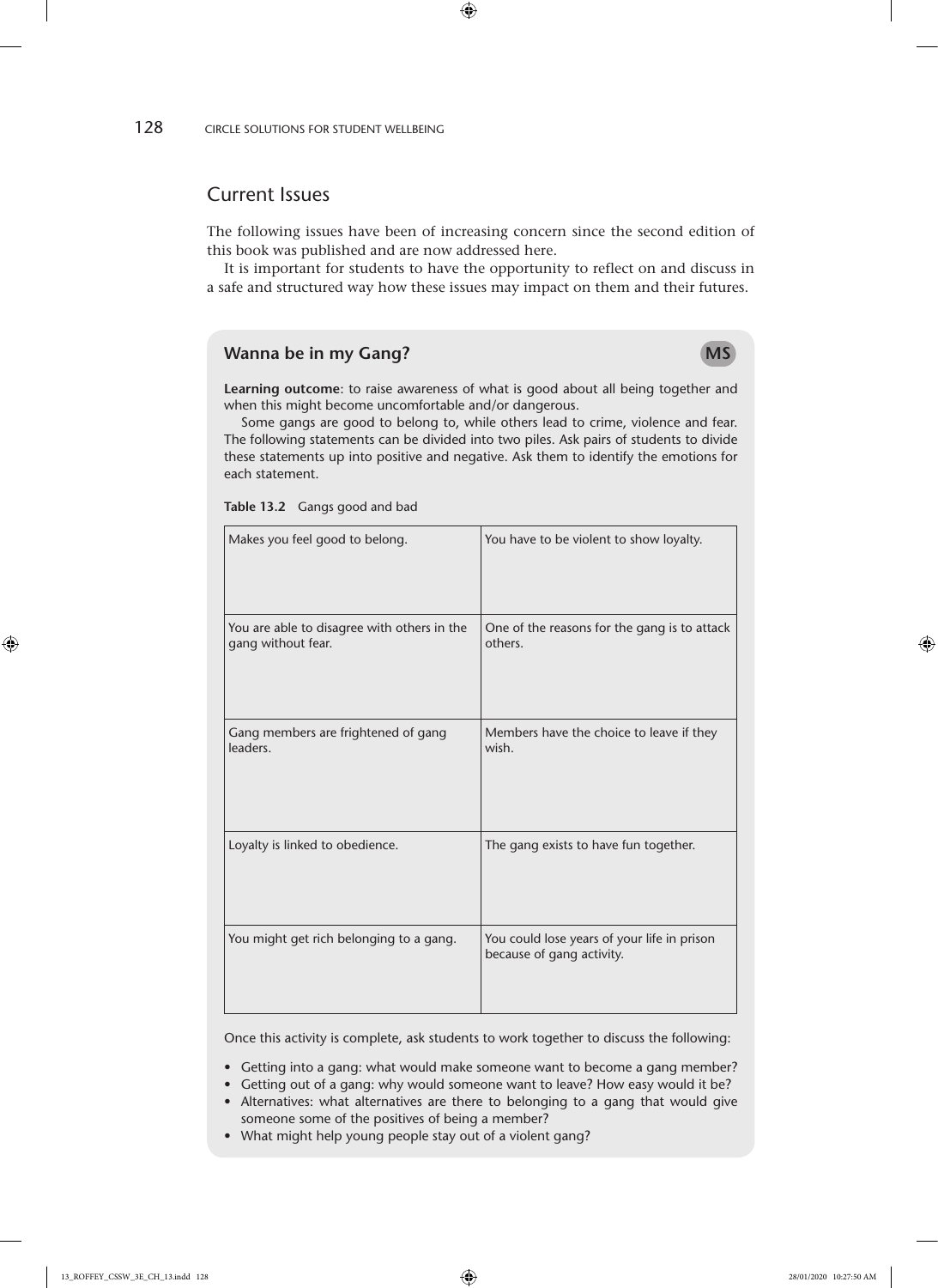## Current Issues

The following issues have been of increasing concern since the second edition of this book was published and are now addressed here.

It is important for students to have the opportunity to reflect on and discuss in a safe and structured way how these issues may impact on them and their futures.

### Wanna be in my Gang? MS

**Learning outcome**: to raise awareness of what is good about all being together and when this might become uncomfortable and/or dangerous.

Some gangs are good to belong to, while others lead to crime, violence and fear. The following statements can be divided into two piles. Ask pairs of students to divide these statements up into positive and negative. Ask them to identify the emotions for each statement.

**Table 13.2** Gangs good and bad

| | |
|---|---|
| Makes you feel good to belong. | You have to be violent to show loyalty. |
| You are able to disagree with others in the gang without fear. | One of the reasons for the gang is to attack others. |
| Gang members are frightened of gang leaders. | Members have the choice to leave if they wish. |
| Loyalty is linked to obedience. | The gang exists to have fun together. |
| You might get rich belonging to a gang. | You could lose years of your life in prison because of gang activity. |

Once this activity is complete, ask students to work together to discuss the following:

- Getting into a gang: what would make someone want to become a gang member?
- Getting out of a gang: why would someone want to leave? How easy would it be?
- Alternatives: what alternatives are there to belonging to a gang that would give someone some of the positives of being a member?
- What might help young people stay out of a violent gang?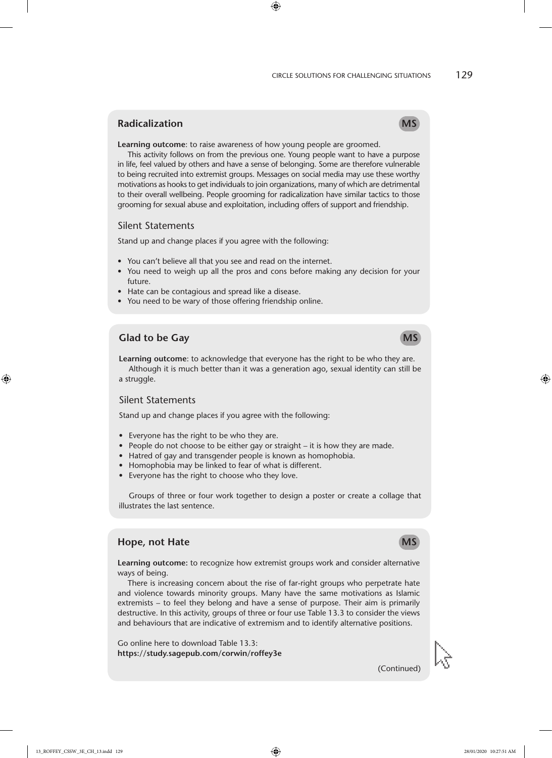## Radicalization

MS

**Learning outcome**: to raise awareness of how young people are groomed.

This activity follows on from the previous one. Young people want to have a purpose in life, feel valued by others and have a sense of belonging. Some are therefore vulnerable to being recruited into extremist groups. Messages on social media may use these worthy motivations as hooks to get individuals to join organizations, many of which are detrimental to their overall wellbeing. People grooming for radicalization have similar tactics to those grooming for sexual abuse and exploitation, including offers of support and friendship.

### Silent Statements

Stand up and change places if you agree with the following:

- You can't believe all that you see and read on the internet.
- You need to weigh up all the pros and cons before making any decision for your future.
- Hate can be contagious and spread like a disease.
- You need to be wary of those offering friendship online.

## Glad to be Gay

MS

**Learning outcome**: to acknowledge that everyone has the right to be who they are.

Although it is much better than it was a generation ago, sexual identity can still be a struggle.

### Silent Statements

Stand up and change places if you agree with the following:

- Everyone has the right to be who they are.
- People do not choose to be either gay or straight – it is how they are made.
- Hatred of gay and transgender people is known as homophobia.
- Homophobia may be linked to fear of what is different.
- Everyone has the right to choose who they love.

Groups of three or four work together to design a poster or create a collage that illustrates the last sentence.

## Hope, not Hate

MS

**Learning outcome:** to recognize how extremist groups work and consider alternative ways of being.

There is increasing concern about the rise of far-right groups who perpetrate hate and violence towards minority groups. Many have the same motivations as Islamic extremists – to feel they belong and have a sense of purpose. Their aim is primarily destructive. In this activity, groups of three or four use Table 13.3 to consider the views and behaviours that are indicative of extremism and to identify alternative positions.

Go online here to download Table 13.3:
**https://study.sagepub.com/corwin/roffey3e**

(Continued)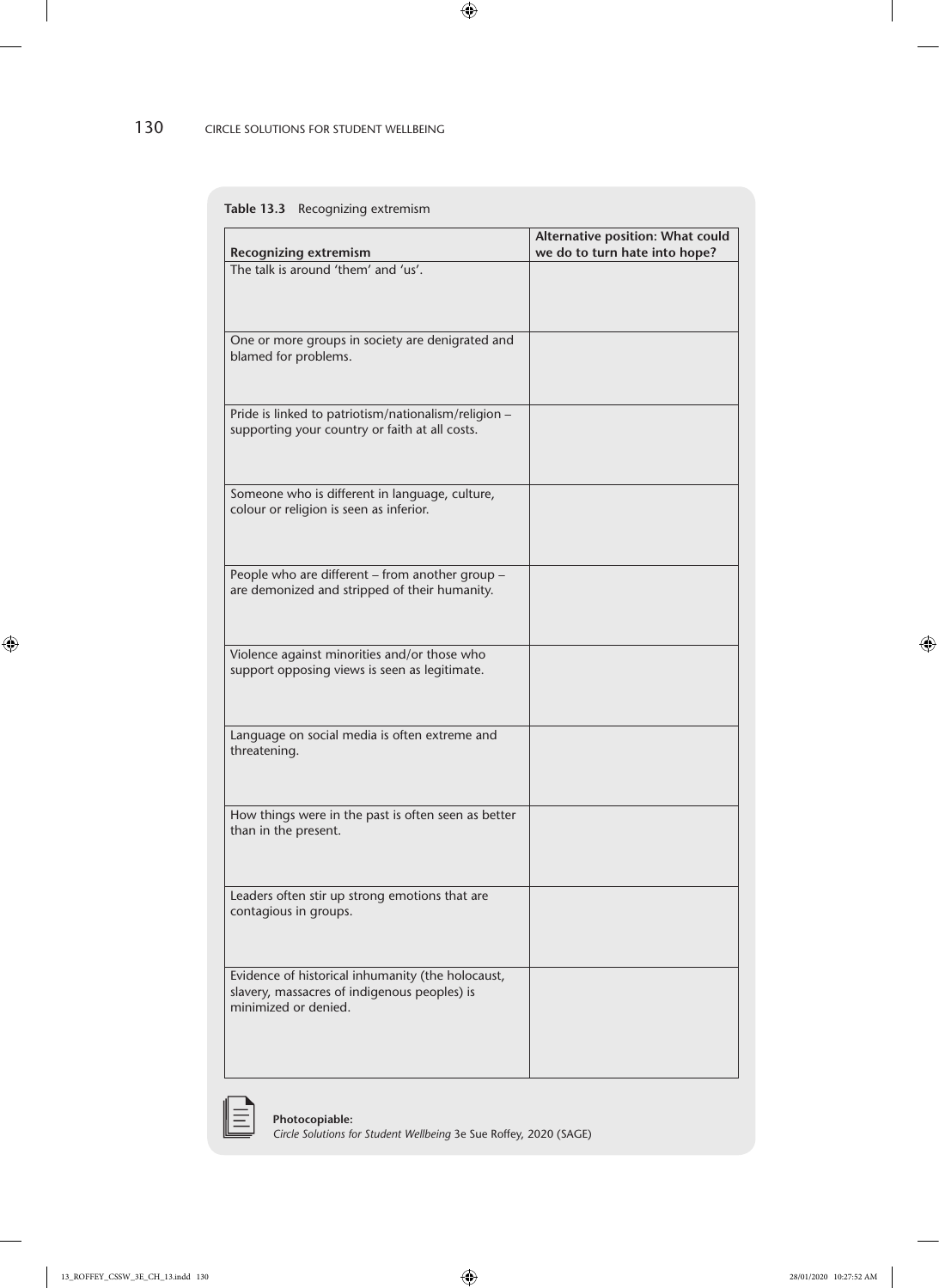**Table 13.3** Recognizing extremism

| Recognizing extremism | Alternative position: What could we do to turn hate into hope? |
|---|---|
| The talk is around 'them' and 'us'. | |
| One or more groups in society are denigrated and blamed for problems. | |
| Pride is linked to patriotism/nationalism/religion – supporting your country or faith at all costs. | |
| Someone who is different in language, culture, colour or religion is seen as inferior. | |
| People who are different – from another group – are demonized and stripped of their humanity. | |
| Violence against minorities and/or those who support opposing views is seen as legitimate. | |
| Language on social media is often extreme and threatening. | |
| How things were in the past is often seen as better than in the present. | |
| Leaders often stir up strong emotions that are contagious in groups. | |
| Evidence of historical inhumanity (the holocaust, slavery, massacres of indigenous peoples) is minimized or denied. | |

**Photocopiable:**
*Circle Solutions for Student Wellbeing* 3e Sue Roffey, 2020 (SAGE)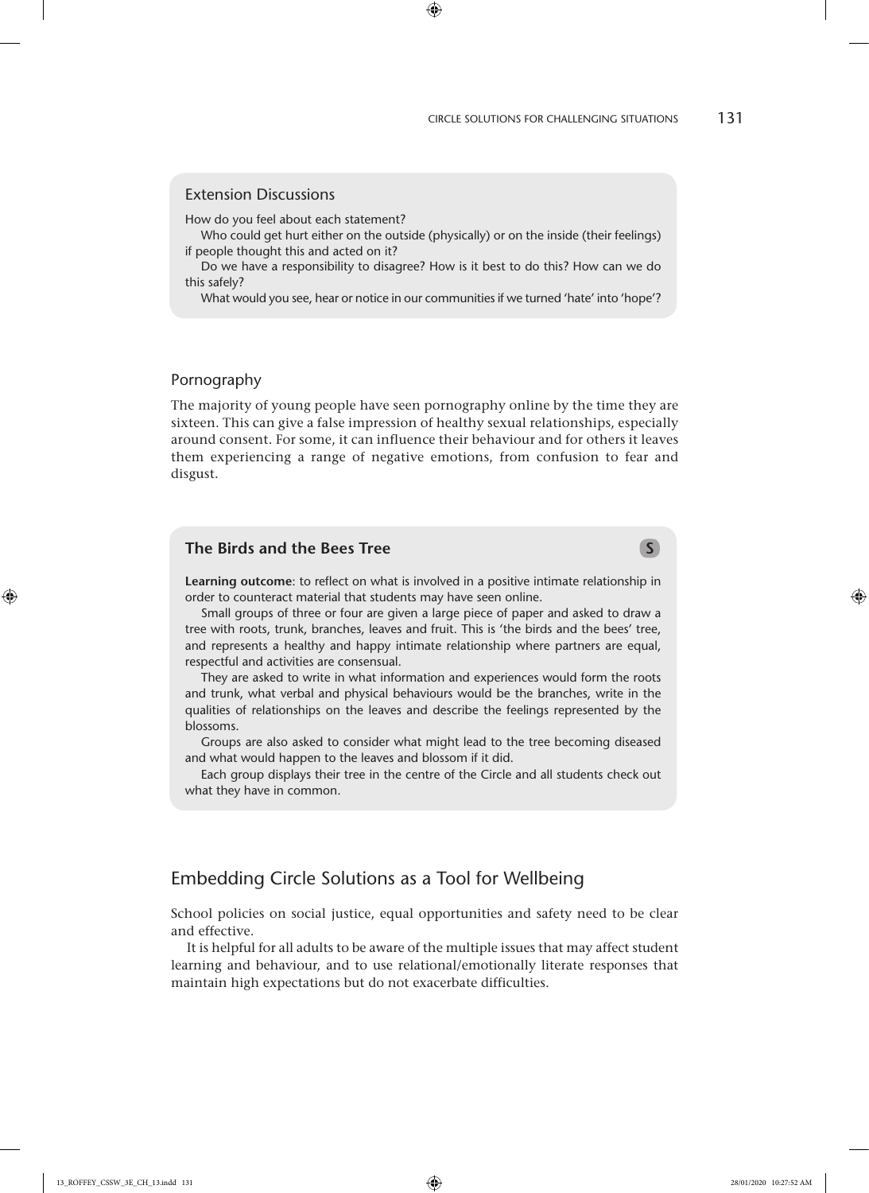### Extension Discussions

How do you feel about each statement?

Who could get hurt either on the outside (physically) or on the inside (their feelings) if people thought this and acted on it?

Do we have a responsibility to disagree? How is it best to do this? How can we do this safely?

What would you see, hear or notice in our communities if we turned 'hate' into 'hope'?

### Pornography

The majority of young people have seen pornography online by the time they are sixteen. This can give a false impression of healthy sexual relationships, especially around consent. For some, it can influence their behaviour and for others it leaves them experiencing a range of negative emotions, from confusion to fear and disgust.

### The Birds and the Bees Tree S

**Learning outcome**: to reflect on what is involved in a positive intimate relationship in order to counteract material that students may have seen online.

Small groups of three or four are given a large piece of paper and asked to draw a tree with roots, trunk, branches, leaves and fruit. This is 'the birds and the bees' tree, and represents a healthy and happy intimate relationship where partners are equal, respectful and activities are consensual.

They are asked to write in what information and experiences would form the roots and trunk, what verbal and physical behaviours would be the branches, write in the qualities of relationships on the leaves and describe the feelings represented by the blossoms.

Groups are also asked to consider what might lead to the tree becoming diseased and what would happen to the leaves and blossom if it did.

Each group displays their tree in the centre of the Circle and all students check out what they have in common.

## Embedding Circle Solutions as a Tool for Wellbeing

School policies on social justice, equal opportunities and safety need to be clear and effective.

It is helpful for all adults to be aware of the multiple issues that may affect student learning and behaviour, and to use relational/emotionally literate responses that maintain high expectations but do not exacerbate difficulties.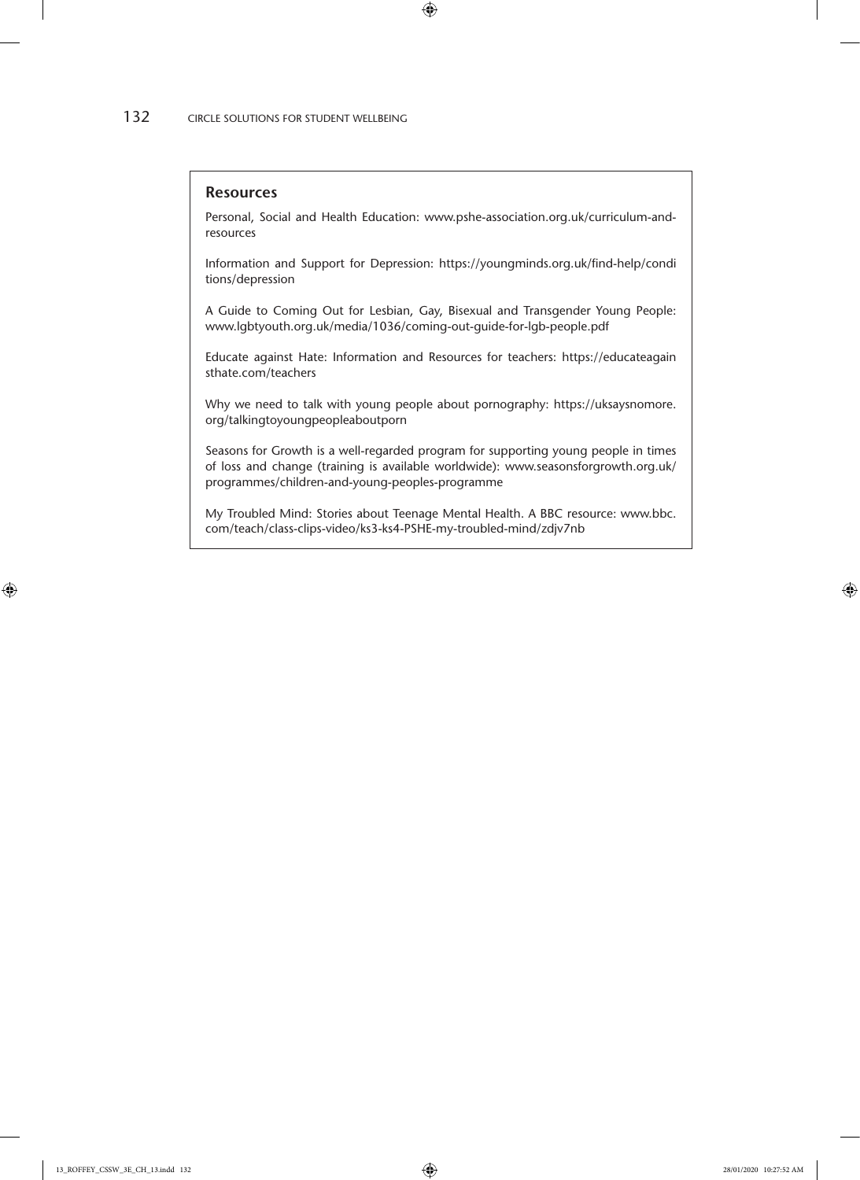## Resources

Personal, Social and Health Education: www.pshe-association.org.uk/curriculum-and-resources

Information and Support for Depression: https://youngminds.org.uk/find-help/conditions/depression

A Guide to Coming Out for Lesbian, Gay, Bisexual and Transgender Young People: www.lgbtyouth.org.uk/media/1036/coming-out-guide-for-lgb-people.pdf

Educate against Hate: Information and Resources for teachers: https://educateagainsthate.com/teachers

Why we need to talk with young people about pornography: https://uksaysnomore.org/talkingtoyoungpeopleaboutporn

Seasons for Growth is a well-regarded program for supporting young people in times of loss and change (training is available worldwide): www.seasonsforgrowth.org.uk/programmes/children-and-young-peoples-programme

My Troubled Mind: Stories about Teenage Mental Health. A BBC resource: www.bbc.com/teach/class-clips-video/ks3-ks4-PSHE-my-troubled-mind/zdjv7nb